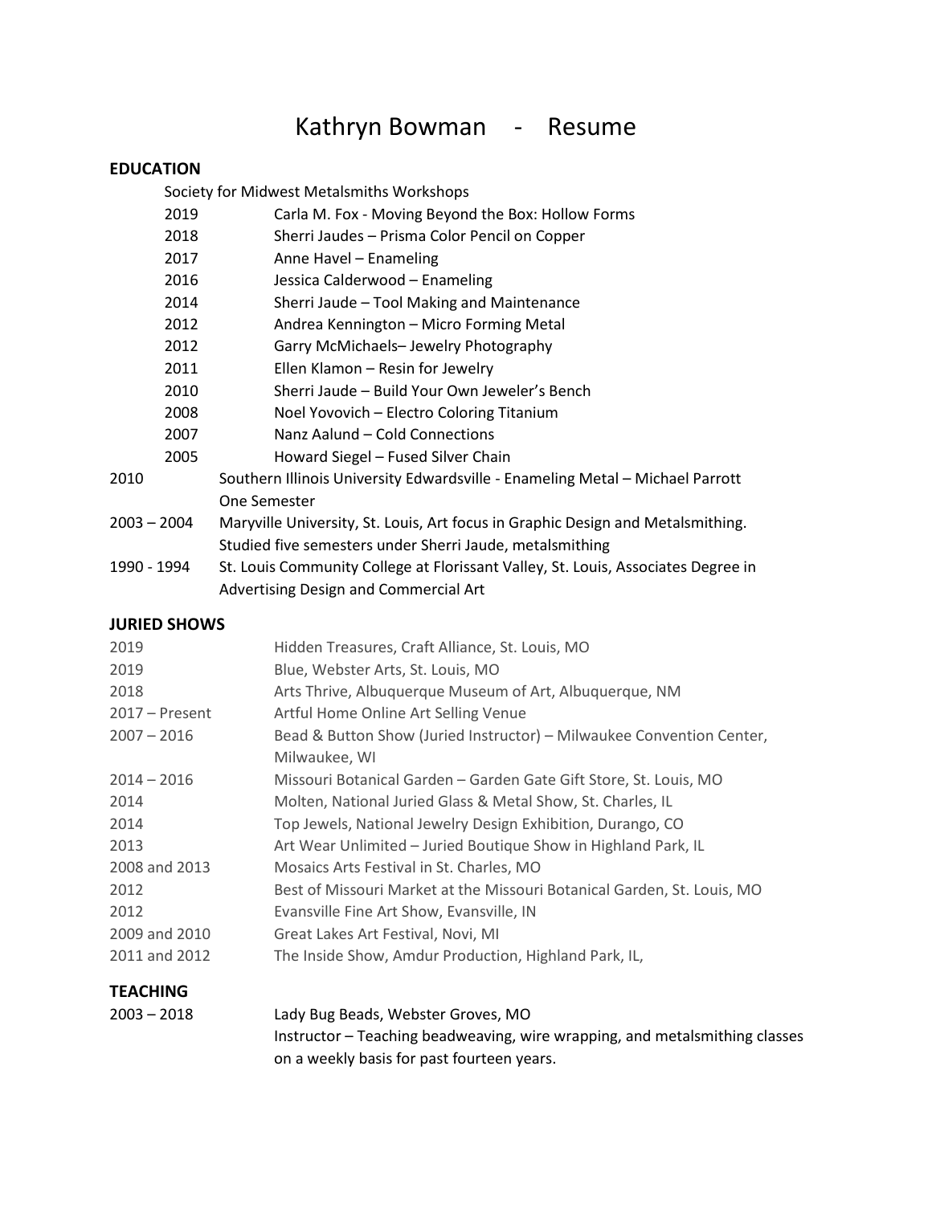# Kathryn Bowman - Resume

## EDUCATION

Society for Midwest Metalsmiths Workshops

| | |
|---|---|
| 2019 | Carla M. Fox - Moving Beyond the Box: Hollow Forms |
| 2018 | Sherri Jaudes – Prisma Color Pencil on Copper |
| 2017 | Anne Havel – Enameling |
| 2016 | Jessica Calderwood – Enameling |
| 2014 | Sherri Jaude – Tool Making and Maintenance |
| 2012 | Andrea Kennington – Micro Forming Metal |
| 2012 | Garry McMichaels– Jewelry Photography |
| 2011 | Ellen Klamon – Resin for Jewelry |
| 2010 | Sherri Jaude – Build Your Own Jeweler's Bench |
| 2008 | Noel Yovovich – Electro Coloring Titanium |
| 2007 | Nanz Aalund – Cold Connections |
| 2005 | Howard Siegel – Fused Silver Chain |

| | |
|---|---|
| 2010 | Southern Illinois University Edwardsville - Enameling Metal – Michael Parrott<br>One Semester |
| 2003 – 2004 | Maryville University, St. Louis, Art focus in Graphic Design and Metalsmithing.<br>Studied five semesters under Sherri Jaude, metalsmithing |
| 1990 - 1994 | St. Louis Community College at Florissant Valley, St. Louis, Associates Degree in Advertising Design and Commercial Art |

## JURIED SHOWS

| | |
|---|---|
| 2019 | Hidden Treasures, Craft Alliance, St. Louis, MO |
| 2019 | Blue, Webster Arts, St. Louis, MO |
| 2018 | Arts Thrive, Albuquerque Museum of Art, Albuquerque, NM |
| 2017 – Present | Artful Home Online Art Selling Venue |
| 2007 – 2016 | Bead & Button Show (Juried Instructor) – Milwaukee Convention Center, Milwaukee, WI |
| 2014 – 2016 | Missouri Botanical Garden – Garden Gate Gift Store, St. Louis, MO |
| 2014 | Molten, National Juried Glass & Metal Show, St. Charles, IL |
| 2014 | Top Jewels, National Jewelry Design Exhibition, Durango, CO |
| 2013 | Art Wear Unlimited – Juried Boutique Show in Highland Park, IL |
| 2008 and 2013 | Mosaics Arts Festival in St. Charles, MO |
| 2012 | Best of Missouri Market at the Missouri Botanical Garden, St. Louis, MO |
| 2012 | Evansville Fine Art Show, Evansville, IN |
| 2009 and 2010 | Great Lakes Art Festival, Novi, MI |
| 2011 and 2012 | The Inside Show, Amdur Production, Highland Park, IL, |

## TEACHING

| | |
|---|---|
| 2003 – 2018 | Lady Bug Beads, Webster Groves, MO<br>Instructor – Teaching beadweaving, wire wrapping, and metalsmithing classes on a weekly basis for past fourteen years. |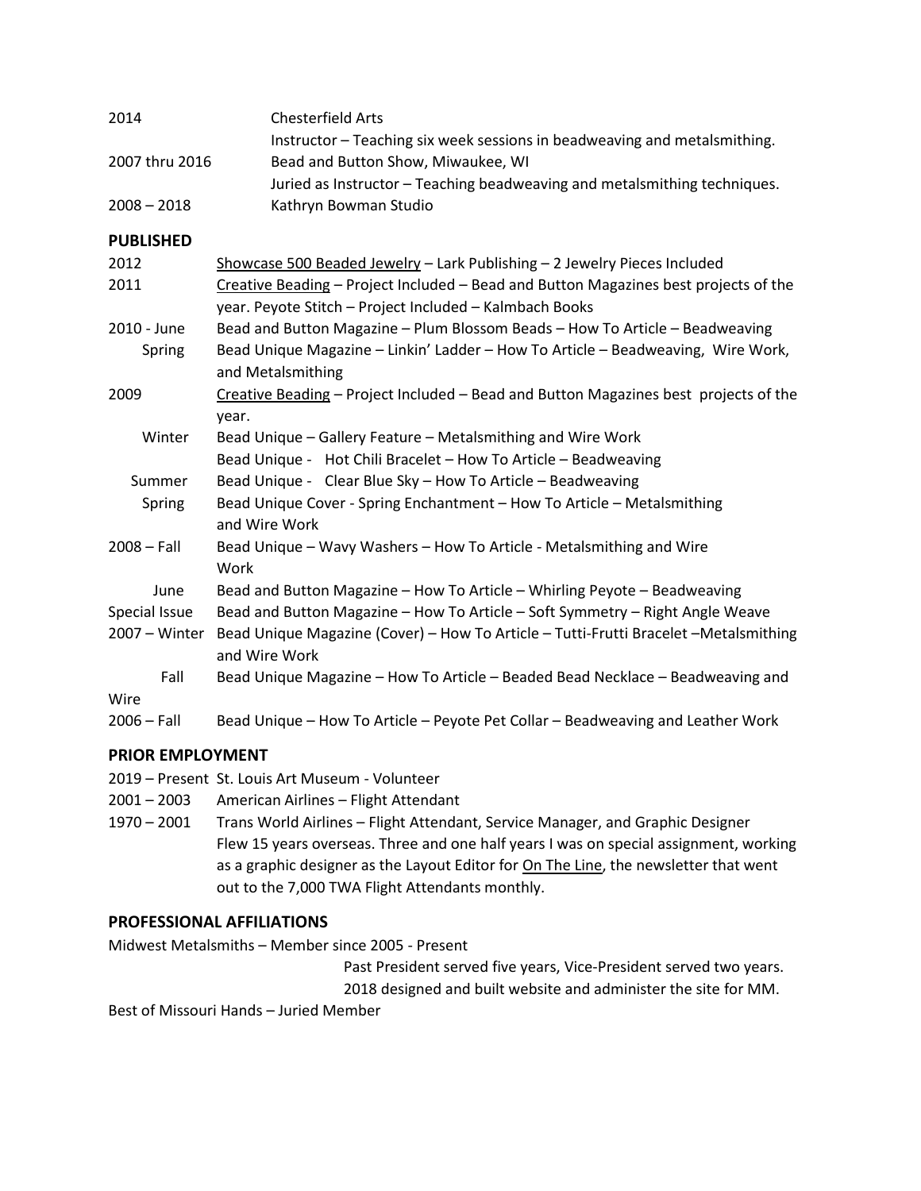| | |
|---|---|
| 2014 | Chesterfield Arts<br>Instructor – Teaching six week sessions in beadweaving and metalsmithing. |
| 2007 thru 2016 | Bead and Button Show, Miwaukee, WI<br>Juried as Instructor – Teaching beadweaving and metalsmithing techniques. |
| 2008 – 2018 | Kathryn Bowman Studio |

## PUBLISHED

| | |
|---|---|
| 2012 | Showcase 500 Beaded Jewelry – Lark Publishing – 2 Jewelry Pieces Included |
| 2011 | Creative Beading – Project Included – Bead and Button Magazines best projects of the year. Peyote Stitch – Project Included – Kalmbach Books |
| 2010 - June | Bead and Button Magazine – Plum Blossom Beads – How To Article – Beadweaving |
| Spring | Bead Unique Magazine – Linkin' Ladder – How To Article – Beadweaving, Wire Work, and Metalsmithing |
| 2009 | Creative Beading – Project Included – Bead and Button Magazines best projects of the year. |
| Winter | Bead Unique – Gallery Feature – Metalsmithing and Wire Work<br>Bead Unique - Hot Chili Bracelet – How To Article – Beadweaving |
| Summer | Bead Unique - Clear Blue Sky – How To Article – Beadweaving |
| Spring | Bead Unique Cover - Spring Enchantment – How To Article – Metalsmithing and Wire Work |
| 2008 – Fall | Bead Unique – Wavy Washers – How To Article - Metalsmithing and Wire Work |
| June | Bead and Button Magazine – How To Article – Whirling Peyote – Beadweaving |
| Special Issue | Bead and Button Magazine – How To Article – Soft Symmetry – Right Angle Weave |
| 2007 – Winter | Bead Unique Magazine (Cover) – How To Article – Tutti-Frutti Bracelet –Metalsmithing and Wire Work |
| Fall | Bead Unique Magazine – How To Article – Beaded Bead Necklace – Beadweaving and Wire |
| 2006 – Fall | Bead Unique – How To Article – Peyote Pet Collar – Beadweaving and Leather Work |

## PRIOR EMPLOYMENT

| | |
|---|---|
| 2019 – Present | St. Louis Art Museum - Volunteer |
| 2001 – 2003 | American Airlines – Flight Attendant |
| 1970 – 2001 | Trans World Airlines – Flight Attendant, Service Manager, and Graphic Designer<br>Flew 15 years overseas. Three and one half years I was on special assignment, working as a graphic designer as the Layout Editor for On The Line, the newsletter that went out to the 7,000 TWA Flight Attendants monthly. |

## PROFESSIONAL AFFILIATIONS

Midwest Metalsmiths – Member since 2005 - Present

Past President served five years, Vice-President served two years.
2018 designed and built website and administer the site for MM.

Best of Missouri Hands – Juried Member